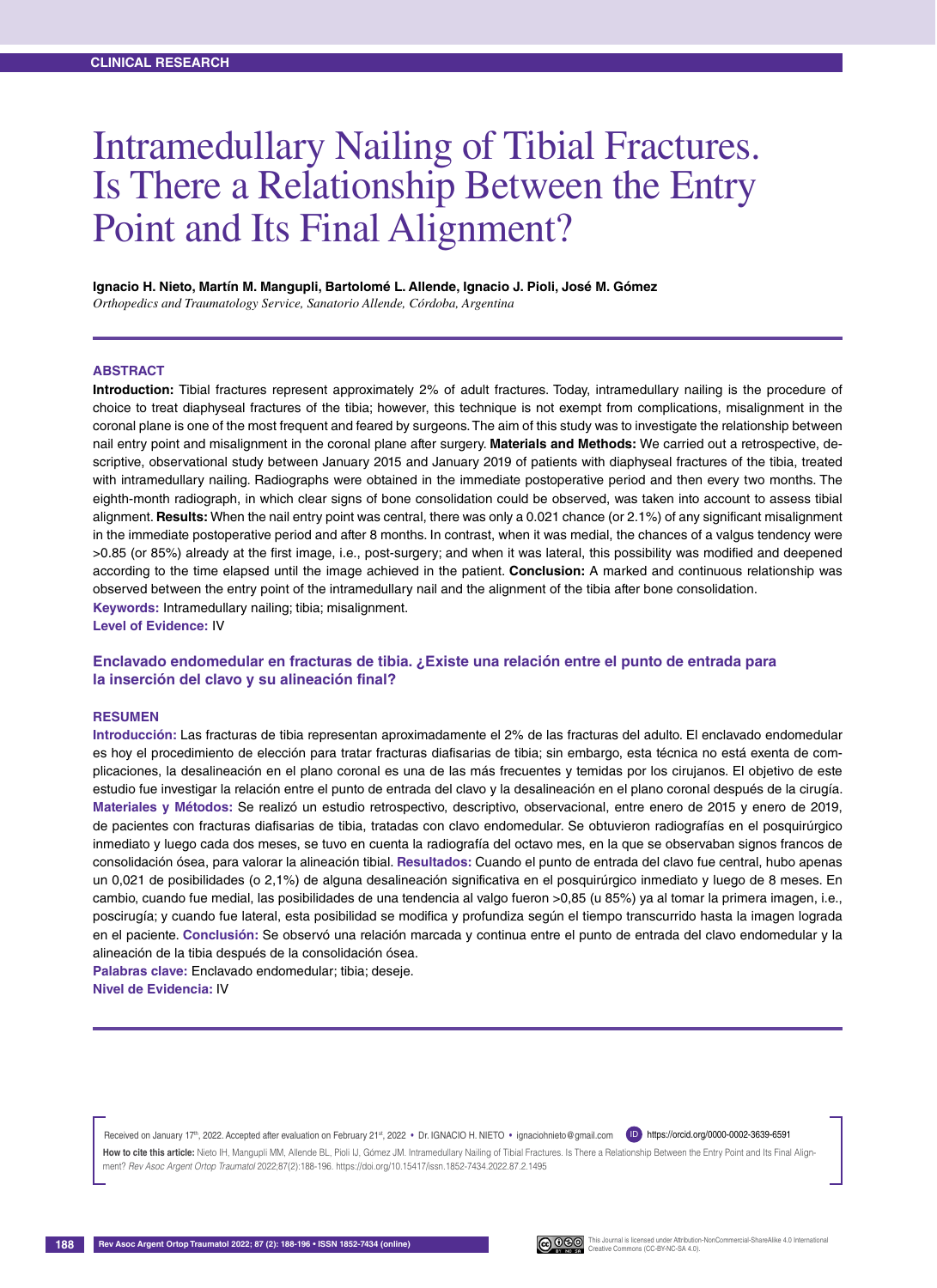CLINICAL RESEARCH

# Intramedullary Nailing of Tibial Fractures. Is There a Relationship Between the Entry Point and Its Final Alignment?

**Ignacio H. Nieto, Martín M. Mangupli, Bartolomé L. Allende, Ignacio J. Pioli, José M. Gómez**

*Orthopedics and Traumatology Service, Sanatorio Allende, Córdoba, Argentina*

## ABSTRACT

**Introduction:** Tibial fractures represent approximately 2% of adult fractures. Today, intramedullary nailing is the procedure of choice to treat diaphyseal fractures of the tibia; however, this technique is not exempt from complications, misalignment in the coronal plane is one of the most frequent and feared by surgeons. The aim of this study was to investigate the relationship between nail entry point and misalignment in the coronal plane after surgery. **Materials and Methods:** We carried out a retrospective, descriptive, observational study between January 2015 and January 2019 of patients with diaphyseal fractures of the tibia, treated with intramedullary nailing. Radiographs were obtained in the immediate postoperative period and then every two months. The eighth-month radiograph, in which clear signs of bone consolidation could be observed, was taken into account to assess tibial alignment. **Results:** When the nail entry point was central, there was only a 0.021 chance (or 2.1%) of any significant misalignment in the immediate postoperative period and after 8 months. In contrast, when it was medial, the chances of a valgus tendency were >0.85 (or 85%) already at the first image, i.e., post-surgery; and when it was lateral, this possibility was modified and deepened according to the time elapsed until the image achieved in the patient. **Conclusion:** A marked and continuous relationship was observed between the entry point of the intramedullary nail and the alignment of the tibia after bone consolidation.

**Keywords:** Intramedullary nailing; tibia; misalignment.

**Level of Evidence:** IV

### Enclavado endomedular en fracturas de tibia. ¿Existe una relación entre el punto de entrada para la inserción del clavo y su alineación final?

## RESUMEN

**Introducción:** Las fracturas de tibia representan aproximadamente el 2% de las fracturas del adulto. El enclavado endomedular es hoy el procedimiento de elección para tratar fracturas diafisarias de tibia; sin embargo, esta técnica no está exenta de complicaciones, la desalineación en el plano coronal es una de las más frecuentes y temidas por los cirujanos. El objetivo de este estudio fue investigar la relación entre el punto de entrada del clavo y la desalineación en el plano coronal después de la cirugía. **Materiales y Métodos:** Se realizó un estudio retrospectivo, descriptivo, observacional, entre enero de 2015 y enero de 2019, de pacientes con fracturas diafisarias de tibia, tratadas con clavo endomedular. Se obtuvieron radiografías en el posquirúrgico inmediato y luego cada dos meses, se tuvo en cuenta la radiografía del octavo mes, en la que se observaban signos francos de consolidación ósea, para valorar la alineación tibial. **Resultados:** Cuando el punto de entrada del clavo fue central, hubo apenas un 0,021 de posibilidades (o 2,1%) de alguna desalineación significativa en el posquirúrgico inmediato y luego de 8 meses. En cambio, cuando fue medial, las posibilidades de una tendencia al valgo fueron >0,85 (u 85%) ya al tomar la primera imagen, i.e., poscirugía; y cuando fue lateral, esta posibilidad se modifica y profundiza según el tiempo transcurrido hasta la imagen lograda en el paciente. **Conclusión:** Se observó una relación marcada y continua entre el punto de entrada del clavo endomedular y la alineación de la tibia después de la consolidación ósea.

**Palabras clave:** Enclavado endomedular; tibia; deseje.

**Nivel de Evidencia:** IV

Received on January 17th, 2022. Accepted after evaluation on February 21st, 2022 • Dr. IGNACIO H. NIETO • ignaciohnieto@gmail.com https://orcid.org/0000-0002-3639-6591

**How to cite this article:** Nieto IH, Mangupli MM, Allende BL, Pioli IJ, Gómez JM. Intramedullary Nailing of Tibial Fractures. Is There a Relationship Between the Entry Point and Its Final Alignment? *Rev Asoc Argent Ortop Traumatol* 2022;87(2):188-196. https://doi.org/10.15417/issn.1852-7434.2022.87.2.1495

This Journal is licensed under Attribution-NonCommercial-ShareAlike 4.0 International Creative Commons (CC-BY-NC-SA 4.0).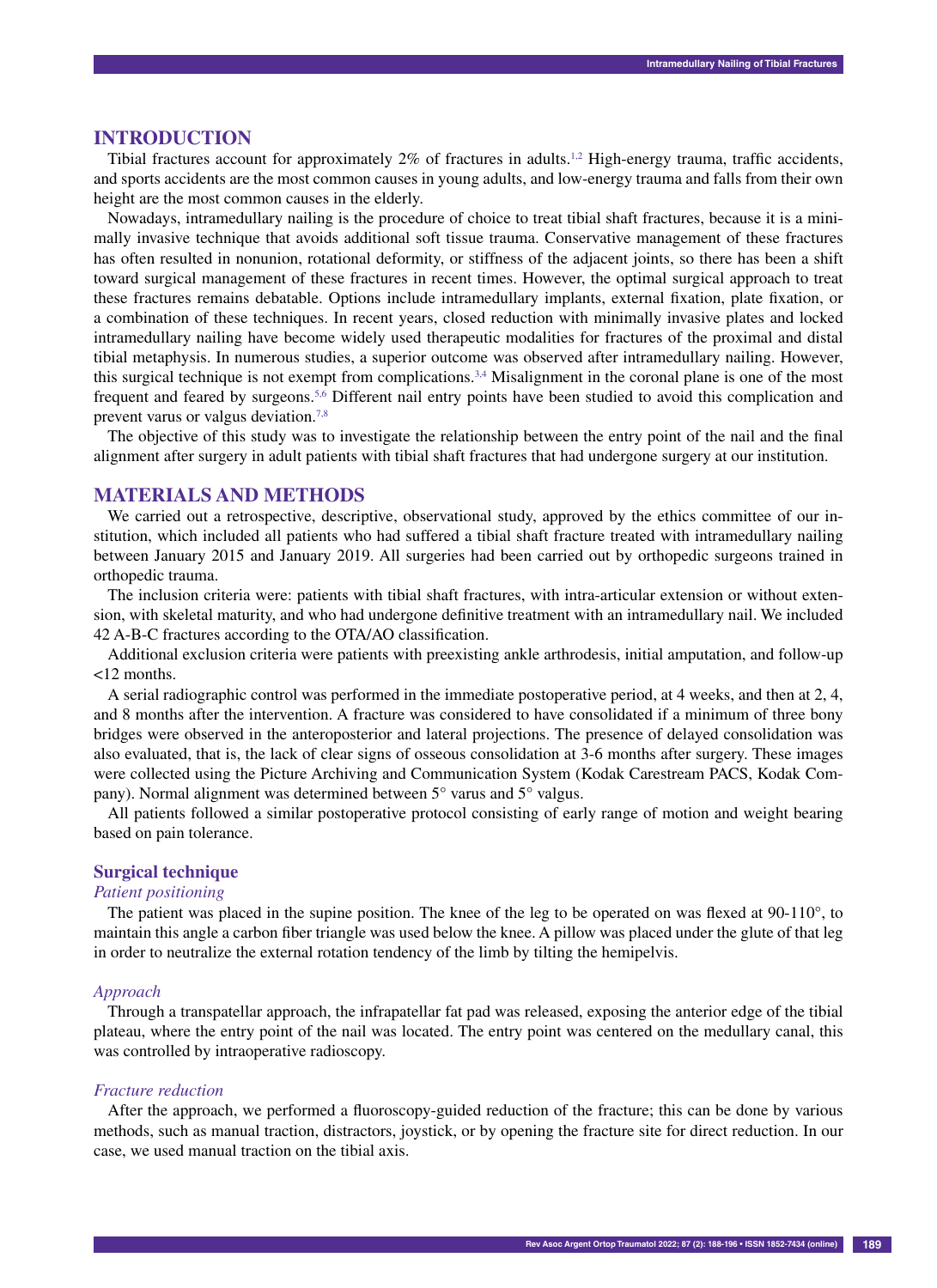## INTRODUCTION

Tibial fractures account for approximately 2% of fractures in adults.[1,2] High-energy trauma, traffic accidents, and sports accidents are the most common causes in young adults, and low-energy trauma and falls from their own height are the most common causes in the elderly.

Nowadays, intramedullary nailing is the procedure of choice to treat tibial shaft fractures, because it is a minimally invasive technique that avoids additional soft tissue trauma. Conservative management of these fractures has often resulted in nonunion, rotational deformity, or stiffness of the adjacent joints, so there has been a shift toward surgical management of these fractures in recent times. However, the optimal surgical approach to treat these fractures remains debatable. Options include intramedullary implants, external fixation, plate fixation, or a combination of these techniques. In recent years, closed reduction with minimally invasive plates and locked intramedullary nailing have become widely used therapeutic modalities for fractures of the proximal and distal tibial metaphysis. In numerous studies, a superior outcome was observed after intramedullary nailing. However, this surgical technique is not exempt from complications.[3,4] Misalignment in the coronal plane is one of the most frequent and feared by surgeons.[5,6] Different nail entry points have been studied to avoid this complication and prevent varus or valgus deviation.[7,8]

The objective of this study was to investigate the relationship between the entry point of the nail and the final alignment after surgery in adult patients with tibial shaft fractures that had undergone surgery at our institution.

## MATERIALS AND METHODS

We carried out a retrospective, descriptive, observational study, approved by the ethics committee of our institution, which included all patients who had suffered a tibial shaft fracture treated with intramedullary nailing between January 2015 and January 2019. All surgeries had been carried out by orthopedic surgeons trained in orthopedic trauma.

The inclusion criteria were: patients with tibial shaft fractures, with intra-articular extension or without extension, with skeletal maturity, and who had undergone definitive treatment with an intramedullary nail. We included 42 A-B-C fractures according to the OTA/AO classification.

Additional exclusion criteria were patients with preexisting ankle arthrodesis, initial amputation, and follow-up <12 months.

A serial radiographic control was performed in the immediate postoperative period, at 4 weeks, and then at 2, 4, and 8 months after the intervention. A fracture was considered to have consolidated if a minimum of three bony bridges were observed in the anteroposterior and lateral projections. The presence of delayed consolidation was also evaluated, that is, the lack of clear signs of osseous consolidation at 3-6 months after surgery. These images were collected using the Picture Archiving and Communication System (Kodak Carestream PACS, Kodak Company). Normal alignment was determined between 5° varus and 5° valgus.

All patients followed a similar postoperative protocol consisting of early range of motion and weight bearing based on pain tolerance.

### Surgical technique

#### *Patient positioning*

The patient was placed in the supine position. The knee of the leg to be operated on was flexed at 90-110°, to maintain this angle a carbon fiber triangle was used below the knee. A pillow was placed under the glute of that leg in order to neutralize the external rotation tendency of the limb by tilting the hemipelvis.

#### *Approach*

Through a transpatellar approach, the infrapatellar fat pad was released, exposing the anterior edge of the tibial plateau, where the entry point of the nail was located. The entry point was centered on the medullary canal, this was controlled by intraoperative radioscopy.

#### *Fracture reduction*

After the approach, we performed a fluoroscopy-guided reduction of the fracture; this can be done by various methods, such as manual traction, distractors, joystick, or by opening the fracture site for direct reduction. In our case, we used manual traction on the tibial axis.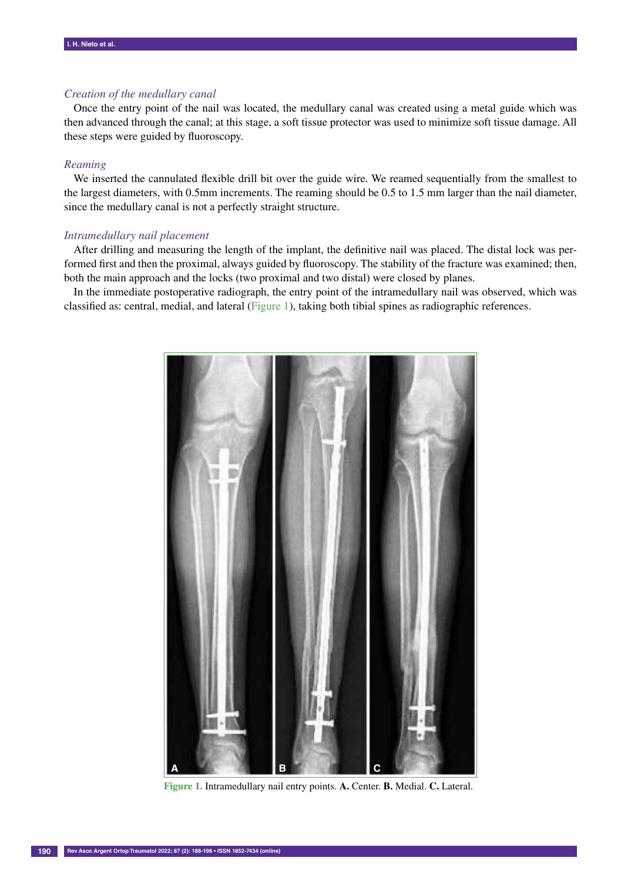*Creation of the medullary canal*

Once the entry point of the nail was located, the medullary canal was created using a metal guide which was then advanced through the canal; at this stage, a soft tissue protector was used to minimize soft tissue damage. All these steps were guided by fluoroscopy.

*Reaming*

We inserted the cannulated flexible drill bit over the guide wire. We reamed sequentially from the smallest to the largest diameters, with 0.5mm increments. The reaming should be 0.5 to 1.5 mm larger than the nail diameter, since the medullary canal is not a perfectly straight structure.

*Intramedullary nail placement*

After drilling and measuring the length of the implant, the definitive nail was placed. The distal lock was performed first and then the proximal, always guided by fluoroscopy. The stability of the fracture was examined; then, both the main approach and the locks (two proximal and two distal) were closed by planes.

In the immediate postoperative radiograph, the entry point of the intramedullary nail was observed, which was classified as: central, medial, and lateral (Figure 1), taking both tibial spines as radiographic references.

**Figure 1.** Intramedullary nail entry points. **A.** Center. **B.** Medial. **C.** Lateral.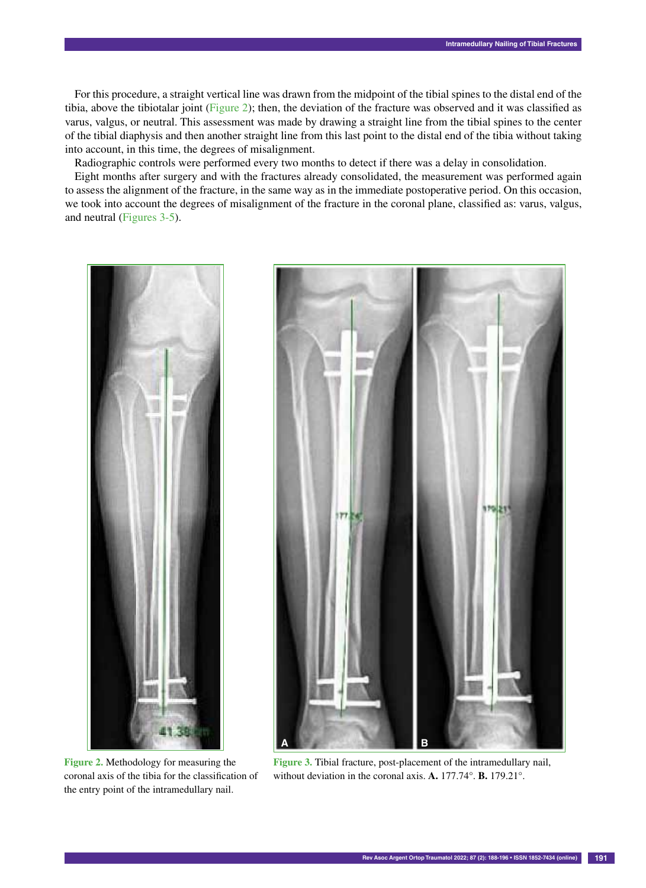For this procedure, a straight vertical line was drawn from the midpoint of the tibial spines to the distal end of the tibia, above the tibiotalar joint (Figure 2); then, the deviation of the fracture was observed and it was classified as varus, valgus, or neutral. This assessment was made by drawing a straight line from the tibial spines to the center of the tibial diaphysis and then another straight line from this last point to the distal end of the tibia without taking into account, in this time, the degrees of misalignment.

Radiographic controls were performed every two months to detect if there was a delay in consolidation.

Eight months after surgery and with the fractures already consolidated, the measurement was performed again to assess the alignment of the fracture, in the same way as in the immediate postoperative period. On this occasion, we took into account the degrees of misalignment of the fracture in the coronal plane, classified as: varus, valgus, and neutral (Figures 3-5).

**Figure 2.** Methodology for measuring the coronal axis of the tibia for the classification of the entry point of the intramedullary nail.

**Figure 3.** Tibial fracture, post-placement of the intramedullary nail, without deviation in the coronal axis. **A.** 177.74°. **B.** 179.21°.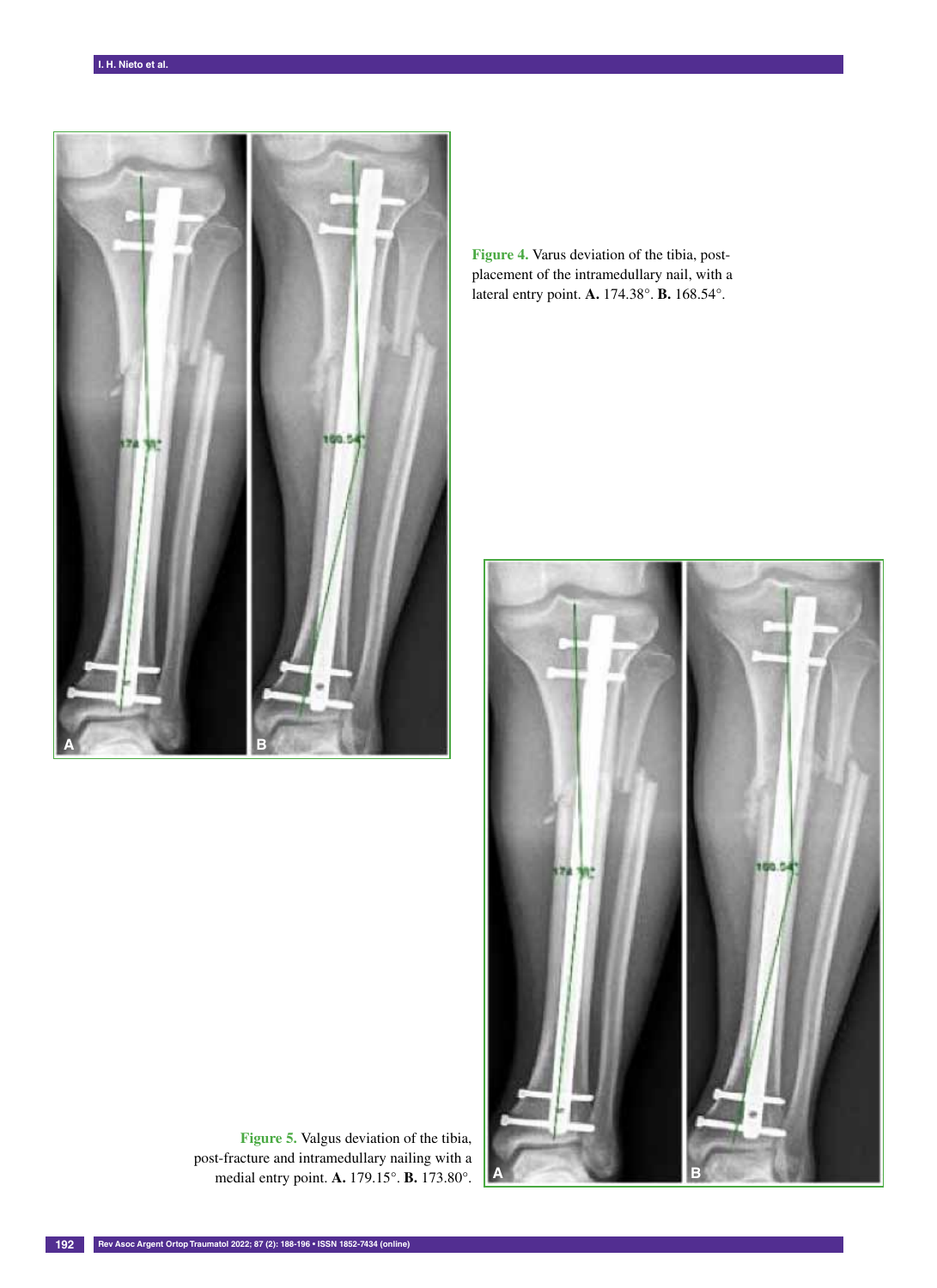**Figure 4.** Varus deviation of the tibia, post-placement of the intramedullary nail, with a lateral entry point. **A.** 174.38°. **B.** 168.54°.

**Figure 5.** Valgus deviation of the tibia, post-fracture and intramedullary nailing with a medial entry point. **A.** 179.15°. **B.** 173.80°.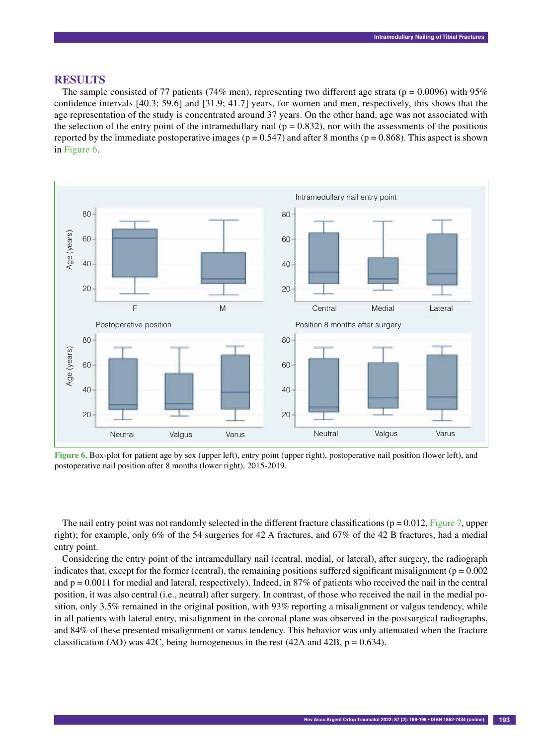## RESULTS

The sample consisted of 77 patients (74% men), representing two different age strata ($p = 0.0096$) with 95% confidence intervals [40.3; 59.6] and [31.9; 41.7] years, for women and men, respectively, this shows that the age representation of the study is concentrated around 37 years. On the other hand, age was not associated with the selection of the entry point of the intramedullary nail ($p = 0.832$), nor with the assessments of the positions reported by the immediate postoperative images ($p = 0.547$) and after 8 months ($p = 0.868$). This aspect is shown in Figure 6.

**Figure 6.** Box-plot for patient age by sex (upper left), entry point (upper right), postoperative nail position (lower left), and postoperative nail position after 8 months (lower right), 2015-2019.

The nail entry point was not randomly selected in the different fracture classifications ($p = 0.012$, Figure 7, upper right); for example, only 6% of the 54 surgeries for 42 A fractures, and 67% of the 42 B fractures, had a medial entry point.

Considering the entry point of the intramedullary nail (central, medial, or lateral), after surgery, the radiograph indicates that, except for the former (central), the remaining positions suffered significant misalignment ($p = 0.002$ and $p = 0.0011$ for medial and lateral, respectively). Indeed, in 87% of patients who received the nail in the central position, it was also central (i.e., neutral) after surgery. In contrast, of those who received the nail in the medial position, only 3.5% remained in the original position, with 93% reporting a misalignment or valgus tendency, while in all patients with lateral entry, misalignment in the coronal plane was observed in the postsurgical radiographs, and 84% of these presented misalignment or varus tendency. This behavior was only attenuated when the fracture classification (AO) was 42C, being homogeneous in the rest (42A and 42B, $p = 0.634$).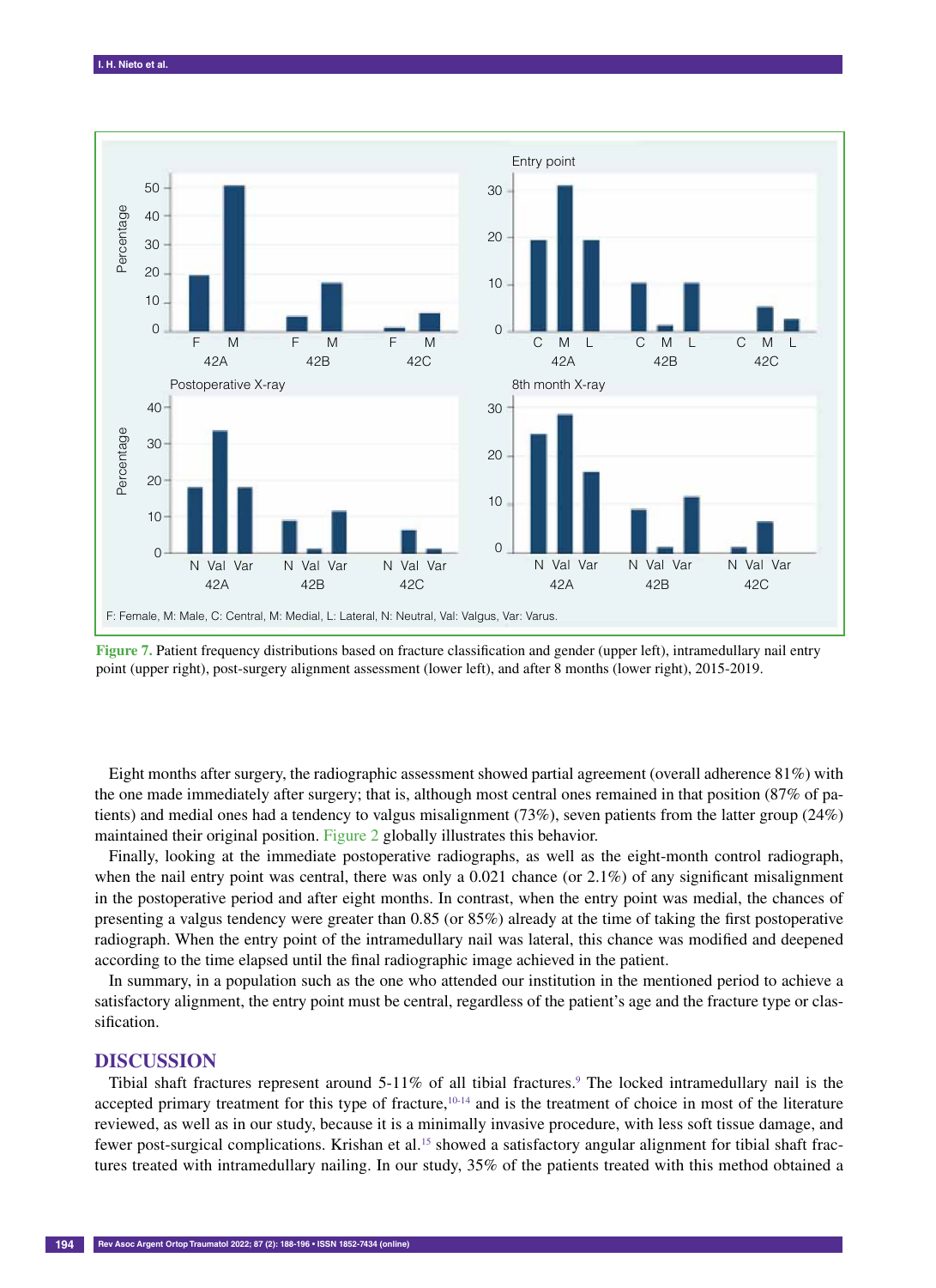Figure 7. Patient frequency distributions based on fracture classification and gender (upper left), intramedullary nail entry point (upper right), post-surgery alignment assessment (lower left), and after 8 months (lower right), 2015-2019.

Eight months after surgery, the radiographic assessment showed partial agreement (overall adherence 81%) with the one made immediately after surgery; that is, although most central ones remained in that position (87% of patients) and medial ones had a tendency to valgus misalignment (73%), seven patients from the latter group (24%) maintained their original position. Figure 2 globally illustrates this behavior.

Finally, looking at the immediate postoperative radiographs, as well as the eight-month control radiograph, when the nail entry point was central, there was only a 0.021 chance (or 2.1%) of any significant misalignment in the postoperative period and after eight months. In contrast, when the entry point was medial, the chances of presenting a valgus tendency were greater than 0.85 (or 85%) already at the time of taking the first postoperative radiograph. When the entry point of the intramedullary nail was lateral, this chance was modified and deepened according to the time elapsed until the final radiographic image achieved in the patient.

In summary, in a population such as the one who attended our institution in the mentioned period to achieve a satisfactory alignment, the entry point must be central, regardless of the patient's age and the fracture type or classification.

## DISCUSSION

Tibial shaft fractures represent around 5-11% of all tibial fractures.[9] The locked intramedullary nail is the accepted primary treatment for this type of fracture,[10-14] and is the treatment of choice in most of the literature reviewed, as well as in our study, because it is a minimally invasive procedure, with less soft tissue damage, and fewer post-surgical complications. Krishan et al.[15] showed a satisfactory angular alignment for tibial shaft fractures treated with intramedullary nailing. In our study, 35% of the patients treated with this method obtained a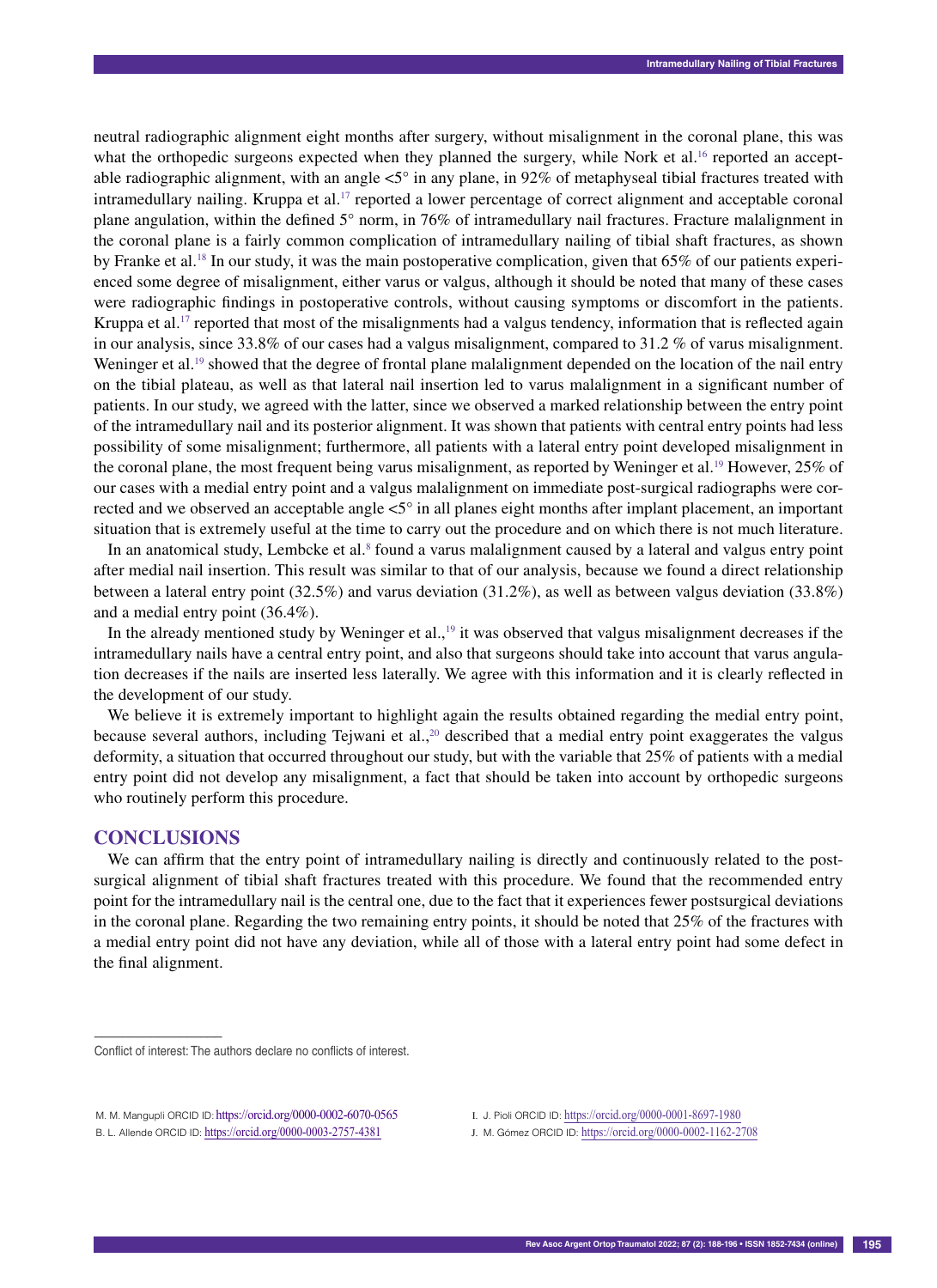neutral radiographic alignment eight months after surgery, without misalignment in the coronal plane, this was what the orthopedic surgeons expected when they planned the surgery, while Nork et al.[16] reported an acceptable radiographic alignment, with an angle <5° in any plane, in 92% of metaphyseal tibial fractures treated with intramedullary nailing. Kruppa et al.[17] reported a lower percentage of correct alignment and acceptable coronal plane angulation, within the defined 5° norm, in 76% of intramedullary nail fractures. Fracture malalignment in the coronal plane is a fairly common complication of intramedullary nailing of tibial shaft fractures, as shown by Franke et al.[18] In our study, it was the main postoperative complication, given that 65% of our patients experienced some degree of misalignment, either varus or valgus, although it should be noted that many of these cases were radiographic findings in postoperative controls, without causing symptoms or discomfort in the patients. Kruppa et al.[17] reported that most of the misalignments had a valgus tendency, information that is reflected again in our analysis, since 33.8% of our cases had a valgus misalignment, compared to 31.2 % of varus misalignment. Weninger et al.[19] showed that the degree of frontal plane malalignment depended on the location of the nail entry on the tibial plateau, as well as that lateral nail insertion led to varus malalignment in a significant number of patients. In our study, we agreed with the latter, since we observed a marked relationship between the entry point of the intramedullary nail and its posterior alignment. It was shown that patients with central entry points had less possibility of some misalignment; furthermore, all patients with a lateral entry point developed misalignment in the coronal plane, the most frequent being varus misalignment, as reported by Weninger et al.[19] However, 25% of our cases with a medial entry point and a valgus malalignment on immediate post-surgical radiographs were corrected and we observed an acceptable angle <5° in all planes eight months after implant placement, an important situation that is extremely useful at the time to carry out the procedure and on which there is not much literature.

In an anatomical study, Lembcke et al.[8] found a varus malalignment caused by a lateral and valgus entry point after medial nail insertion. This result was similar to that of our analysis, because we found a direct relationship between a lateral entry point (32.5%) and varus deviation (31.2%), as well as between valgus deviation (33.8%) and a medial entry point (36.4%).

In the already mentioned study by Weninger et al.,[19] it was observed that valgus misalignment decreases if the intramedullary nails have a central entry point, and also that surgeons should take into account that varus angulation decreases if the nails are inserted less laterally. We agree with this information and it is clearly reflected in the development of our study.

We believe it is extremely important to highlight again the results obtained regarding the medial entry point, because several authors, including Tejwani et al.,[20] described that a medial entry point exaggerates the valgus deformity, a situation that occurred throughout our study, but with the variable that 25% of patients with a medial entry point did not develop any misalignment, a fact that should be taken into account by orthopedic surgeons who routinely perform this procedure.

## CONCLUSIONS

We can affirm that the entry point of intramedullary nailing is directly and continuously related to the post-surgical alignment of tibial shaft fractures treated with this procedure. We found that the recommended entry point for the intramedullary nail is the central one, due to the fact that it experiences fewer postsurgical deviations in the coronal plane. Regarding the two remaining entry points, it should be noted that 25% of the fractures with a medial entry point did not have any deviation, while all of those with a lateral entry point had some defect in the final alignment.

---

Conflict of interest: The authors declare no conflicts of interest.

M. M. Mangupli ORCID ID: https://orcid.org/0000-0002-6070-0565
B. L. Allende ORCID ID: https://orcid.org/0000-0003-2757-4381
I. J. Pioli ORCID ID: https://orcid.org/0000-0001-8697-1980
J. M. Gómez ORCID ID: https://orcid.org/0000-0002-1162-2708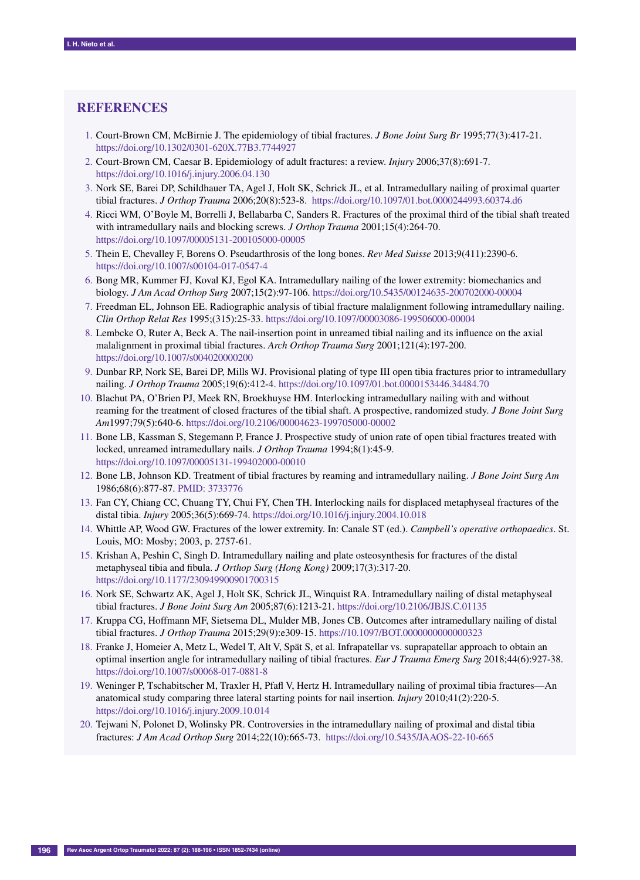## REFERENCES

1. Court-Brown CM, McBirnie J. The epidemiology of tibial fractures. *J Bone Joint Surg Br* 1995;77(3):417-21. https://doi.org/10.1302/0301-620X.77B3.7744927
2. Court-Brown CM, Caesar B. Epidemiology of adult fractures: a review. *Injury* 2006;37(8):691-7. https://doi.org/10.1016/j.injury.2006.04.130
3. Nork SE, Barei DP, Schildhauer TA, Agel J, Holt SK, Schrick JL, et al. Intramedullary nailing of proximal quarter tibial fractures. *J Orthop Trauma* 2006;20(8):523-8. https://doi.org/10.1097/01.bot.0000244993.60374.d6
4. Ricci WM, O'Boyle M, Borrelli J, Bellabarba C, Sanders R. Fractures of the proximal third of the tibial shaft treated with intramedullary nails and blocking screws. *J Orthop Trauma* 2001;15(4):264-70. https://doi.org/10.1097/00005131-200105000-00005
5. Thein E, Chevalley F, Borens O. Pseudarthrosis of the long bones. *Rev Med Suisse* 2013;9(411):2390-6. https://doi.org/10.1007/s00104-017-0547-4
6. Bong MR, Kummer FJ, Koval KJ, Egol KA. Intramedullary nailing of the lower extremity: biomechanics and biology. *J Am Acad Orthop Surg* 2007;15(2):97-106. https://doi.org/10.5435/00124635-200702000-00004
7. Freedman EL, Johnson EE. Radiographic analysis of tibial fracture malalignment following intramedullary nailing. *Clin Orthop Relat Res* 1995;(315):25-33. https://doi.org/10.1097/00003086-199506000-00004
8. Lembcke O, Ruter A, Beck A. The nail-insertion point in unreamed tibial nailing and its influence on the axial malalignment in proximal tibial fractures. *Arch Orthop Trauma Surg* 2001;121(4):197-200. https://doi.org/10.1007/s004020000200
9. Dunbar RP, Nork SE, Barei DP, Mills WJ. Provisional plating of type III open tibia fractures prior to intramedullary nailing. *J Orthop Trauma* 2005;19(6):412-4. https://doi.org/10.1097/01.bot.0000153446.34484.70
10. Blachut PA, O'Brien PJ, Meek RN, Broekhuyse HM. Interlocking intramedullary nailing with and without reaming for the treatment of closed fractures of the tibial shaft. A prospective, randomized study. *J Bone Joint Surg Am*1997;79(5):640-6. https://doi.org/10.2106/00004623-199705000-00002
11. Bone LB, Kassman S, Stegemann P, France J. Prospective study of union rate of open tibial fractures treated with locked, unreamed intramedullary nails. *J Orthop Trauma* 1994;8(1):45-9. https://doi.org/10.1097/00005131-199402000-00010
12. Bone LB, Johnson KD. Treatment of tibial fractures by reaming and intramedullary nailing. *J Bone Joint Surg Am* 1986;68(6):877-87. PMID: 3733776
13. Fan CY, Chiang CC, Chuang TY, Chui FY, Chen TH. Interlocking nails for displaced metaphyseal fractures of the distal tibia. *Injury* 2005;36(5):669-74. https://doi.org/10.1016/j.injury.2004.10.018
14. Whittle AP, Wood GW. Fractures of the lower extremity. In: Canale ST (ed.). *Campbell's operative orthopaedics*. St. Louis, MO: Mosby; 2003, p. 2757-61.
15. Krishan A, Peshin C, Singh D. Intramedullary nailing and plate osteosynthesis for fractures of the distal metaphyseal tibia and fibula. *J Orthop Surg (Hong Kong)* 2009;17(3):317-20. https://doi.org/10.1177/230949900901700315
16. Nork SE, Schwartz AK, Agel J, Holt SK, Schrick JL, Winquist RA. Intramedullary nailing of distal metaphyseal tibial fractures. *J Bone Joint Surg Am* 2005;87(6):1213-21. https://doi.org/10.2106/JBJS.C.01135
17. Kruppa CG, Hoffmann MF, Sietsema DL, Mulder MB, Jones CB. Outcomes after intramedullary nailing of distal tibial fractures. *J Orthop Trauma* 2015;29(9):e309-15. https://10.1097/BOT.0000000000000323
18. Franke J, Homeier A, Metz L, Wedel T, Alt V, Spät S, et al. Infrapatellar vs. suprapatellar approach to obtain an optimal insertion angle for intramedullary nailing of tibial fractures. *Eur J Trauma Emerg Surg* 2018;44(6):927-38. https://doi.org/10.1007/s00068-017-0881-8
19. Weninger P, Tschabitscher M, Traxler H, Pfafl V, Hertz H. Intramedullary nailing of proximal tibia fractures—An anatomical study comparing three lateral starting points for nail insertion. *Injury* 2010;41(2):220-5. https://doi.org/10.1016/j.injury.2009.10.014
20. Tejwani N, Polonet D, Wolinsky PR. Controversies in the intramedullary nailing of proximal and distal tibia fractures: *J Am Acad Orthop Surg* 2014;22(10):665-73. https://doi.org/10.5435/JAAOS-22-10-665